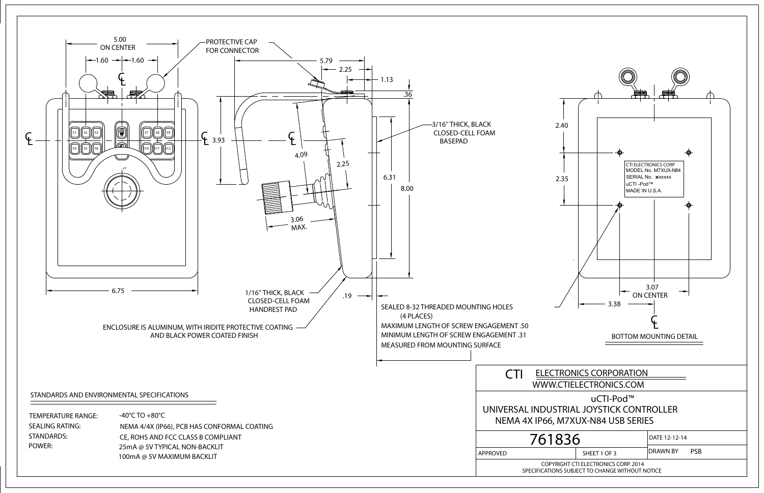PROTECTIVE CAP FOR CONNECTOR

5.00 ON CENTER

1.60 — 1.60

5.79

2.25

1.13

.36

3.93

4.09

2.25

6.31

8.00

3.06 MAX.

6.75

.19

3/16" THICK, BLACK CLOSED-CELL FOAM BASEPAD

1/16" THICK, BLACK CLOSED-CELL FOAM HANDREST PAD

ENCLOSURE IS ALUMINUM, WITH IRIDITE PROTECTIVE COATING AND BLACK POWER COATED FINISH

SEALED 8-32 THREADED MOUNTING HOLES (4 PLACES)
MAXIMUM LENGTH OF SCREW ENGAGEMENT .50
MINIMUM LENGTH OF SCREW ENGAGEMENT .31
MEASURED FROM MOUNTING SURFACE

2.40

2.35

CTI ELECTRONICS CORP
MODEL No. M7XUX-N84
SERIAL No. xxxxxx
uCTI -Pod™
MADE IN U.S.A.

3.07 ON CENTER

3.38

BOTTOM MOUNTING DETAIL

## STANDARDS AND ENVIRONMENTAL SPECIFICATIONS

| | |
|---|---|
| TEMPERATURE RANGE: | -40°C TO +80°C |
| SEALING RATING: | NEMA 4/4X (IP66), PCB HAS CONFORMAL COATING |
| STANDARDS: | CE, ROHS AND FCC CLASS B COMPLIANT |
| POWER: | 25mA @ 5V TYPICAL NON-BACKLIT |
| | 100mA @ 5V MAXIMUM BACKLIT |

CTI ELECTRONICS CORPORATION
WWW.CTIELECTRONICS.COM

uCTI-Pod™
UNIVERSAL INDUSTRIAL JOYSTICK CONTROLLER
NEMA 4X IP66, M7XUX-N84 USB SERIES

| 761836 | | DATE 12-12-14 |
|---|---|---|
| APPROVED | SHEET 1 OF 3 | DRAWN BY PSB |

COPYRIGHT CTI ELECTRONICS CORP. 2014
SPECIFICATIONS SUBJECT TO CHANGE WITHOUT NOTICE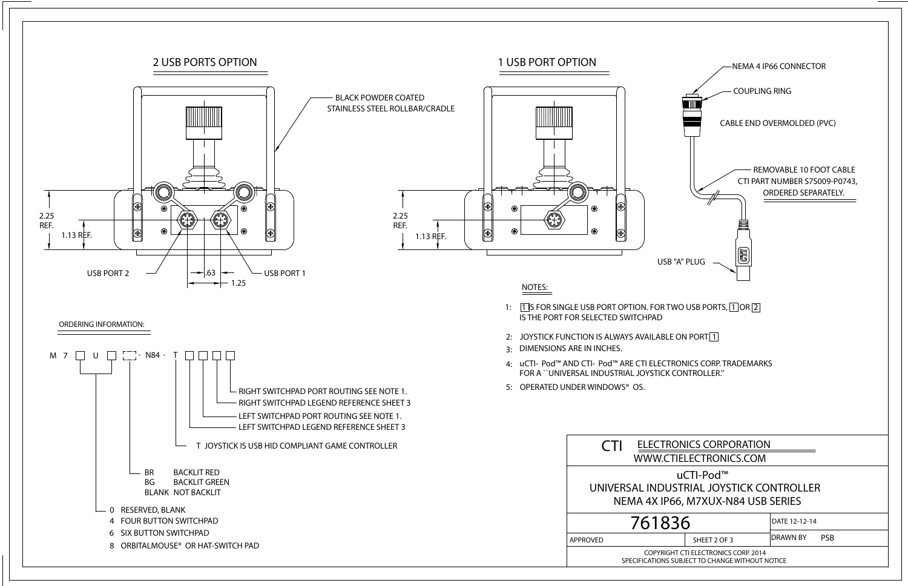## 2 USB PORTS OPTION

BLACK POWDER COATED STAINLESS STEEL ROLLBAR/CRADLE

2.25 REF.

1.13 REF.

USB PORT 2

.63

1.25

USB PORT 1

## 1 USB PORT OPTION

2.25 REF.

1.13 REF.

NEMA 4 IP66 CONNECTOR

COUPLING RING

CABLE END OVERMOLDED (PVC)

REMOVABLE 10 FOOT CABLE CTI PART NUMBER S7S009-P0743, ORDERED SEPARATELY.

USB "A" PLUG

### NOTES:

1: [1] IS FOR SINGLE USB PORT OPTION. FOR TWO USB PORTS, [1] OR [2] IS THE PORT FOR SELECTED SWITCHPAD

2: JOYSTICK FUNCTION IS ALWAYS AVAILABLE ON PORT [1]

3: DIMENSIONS ARE IN INCHES.

4: uCTI- Pod™ AND CTI- Pod™ ARE CTI ELECTRONICS CORP. TRADEMARKS FOR A ``UNIVERSAL INDUSTRIAL JOYSTICK CONTROLLER.''

5: OPERATED UNDER WINDOWS® OS.

### ORDERING INFORMATION:

M 7 [ ] U [ ] [ ] - N84 - T [ ] [ ] [ ] [ ]

- RIGHT SWITCHPAD PORT ROUTING SEE NOTE 1.
- RIGHT SWITCHPAD LEGEND REFERENCE SHEET 3
- LEFT SWITCHPAD PORT ROUTING SEE NOTE 1.
- LEFT SWITCHPAD LEGEND REFERENCE SHEET 3
- T JOYSTICK IS USB HID COMPLIANT GAME CONTROLLER

| | |
|---|---|
| BR | BACKLIT RED |
| BG | BACKLIT GREEN |
| BLANK | NOT BACKLIT |

| | |
|---|---|
| 0 | RESERVED, BLANK |
| 4 | FOUR BUTTON SWITCHPAD |
| 6 | SIX BUTTON SWITCHPAD |
| 8 | ORBITALMOUSE® OR HAT-SWITCH PAD |

| | | |
|---|---|---|
| CTI ELECTRONICS CORPORATION WWW.CTIELECTRONICS.COM | | |
| uCTI-Pod™ UNIVERSAL INDUSTRIAL JOYSTICK CONTROLLER NEMA 4X IP66, M7XUX-N84 USB SERIES | | |
| 761836 | | DATE 12-12-14 |
| APPROVED | SHEET 2 OF 3 | DRAWN BY PSB |
| COPYRIGHT CTI ELECTRONICS CORP. 2014 SPECIFICATIONS SUBJECT TO CHANGE WITHOUT NOTICE | | |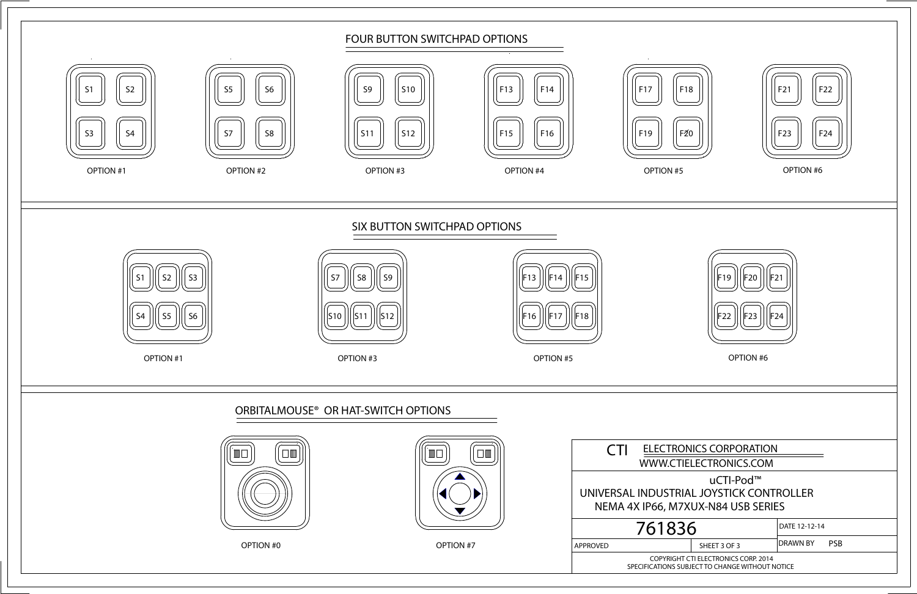## FOUR BUTTON SWITCHPAD OPTIONS

| | | | | | |
|---|---|---|---|---|---|
| S1 S2 | S5 S6 | S9 S10 | F13 F14 | F17 F18 | F21 F22 |
| S3 S4 | S7 S8 | S11 S12 | F15 F16 | F19 F20 | F23 F24 |
| OPTION #1 | OPTION #2 | OPTION #3 | OPTION #4 | OPTION #5 | OPTION #6 |

## SIX BUTTON SWITCHPAD OPTIONS

| | | | |
|---|---|---|---|
| S1 S2 S3 | S7 S8 S9 | F13 F14 F15 | F19 F20 F21 |
| S4 S5 S6 | S10 S11 S12 | F16 F17 F18 | F22 F23 F24 |
| OPTION #1 | OPTION #3 | OPTION #5 | OPTION #6 |

## ORBITALMOUSE® OR HAT-SWITCH OPTIONS

OPTION #0

OPTION #7

CTI ELECTRONICS CORPORATION
WWW.CTIELECTRONICS.COM

uCTI-Pod™
UNIVERSAL INDUSTRIAL JOYSTICK CONTROLLER
NEMA 4X IP66, M7XUX-N84 USB SERIES

761836

DATE 12-12-14

APPROVED

SHEET 3 OF 3

DRAWN BY PSB

COPYRIGHT CTI ELECTRONICS CORP. 2014
SPECIFICATIONS SUBJECT TO CHANGE WITHOUT NOTICE